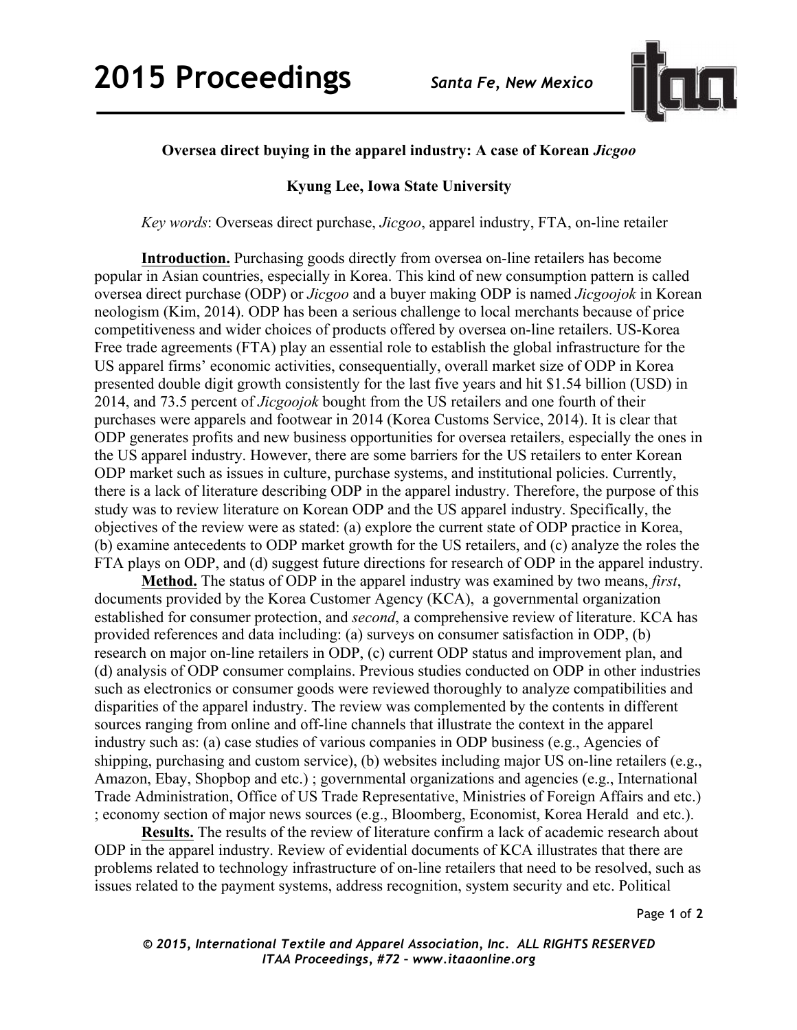# Oversea direct buying in the apparel industry: A case of Korean *Jicgoo*

**Kyung Lee, Iowa State University**

*Key words*: Overseas direct purchase, *Jicgoo*, apparel industry, FTA, on-line retailer

**Introduction.** Purchasing goods directly from oversea on-line retailers has become popular in Asian countries, especially in Korea. This kind of new consumption pattern is called oversea direct purchase (ODP) or *Jicgoo* and a buyer making ODP is named *Jicgoojok* in Korean neologism (Kim, 2014). ODP has been a serious challenge to local merchants because of price competitiveness and wider choices of products offered by oversea on-line retailers. US-Korea Free trade agreements (FTA) play an essential role to establish the global infrastructure for the US apparel firms' economic activities, consequentially, overall market size of ODP in Korea presented double digit growth consistently for the last five years and hit $1.54 billion (USD) in 2014, and 73.5 percent of *Jicgoojok* bought from the US retailers and one fourth of their purchases were apparels and footwear in 2014 (Korea Customs Service, 2014). It is clear that ODP generates profits and new business opportunities for oversea retailers, especially the ones in the US apparel industry. However, there are some barriers for the US retailers to enter Korean ODP market such as issues in culture, purchase systems, and institutional policies. Currently, there is a lack of literature describing ODP in the apparel industry. Therefore, the purpose of this study was to review literature on Korean ODP and the US apparel industry. Specifically, the objectives of the review were as stated: (a) explore the current state of ODP practice in Korea, (b) examine antecedents to ODP market growth for the US retailers, and (c) analyze the roles the FTA plays on ODP, and (d) suggest future directions for research of ODP in the apparel industry.

**Method.** The status of ODP in the apparel industry was examined by two means, *first*, documents provided by the Korea Customer Agency (KCA), a governmental organization established for consumer protection, and *second*, a comprehensive review of literature. KCA has provided references and data including: (a) surveys on consumer satisfaction in ODP, (b) research on major on-line retailers in ODP, (c) current ODP status and improvement plan, and (d) analysis of ODP consumer complains. Previous studies conducted on ODP in other industries such as electronics or consumer goods were reviewed thoroughly to analyze compatibilities and disparities of the apparel industry. The review was complemented by the contents in different sources ranging from online and off-line channels that illustrate the context in the apparel industry such as: (a) case studies of various companies in ODP business (e.g., Agencies of shipping, purchasing and custom service), (b) websites including major US on-line retailers (e.g., Amazon, Ebay, Shopbop and etc.) ; governmental organizations and agencies (e.g., International Trade Administration, Office of US Trade Representative, Ministries of Foreign Affairs and etc.) ; economy section of major news sources (e.g., Bloomberg, Economist, Korea Herald and etc.).

**Results.** The results of the review of literature confirm a lack of academic research about ODP in the apparel industry. Review of evidential documents of KCA illustrates that there are problems related to technology infrastructure of on-line retailers that need to be resolved, such as issues related to the payment systems, address recognition, system security and etc. Political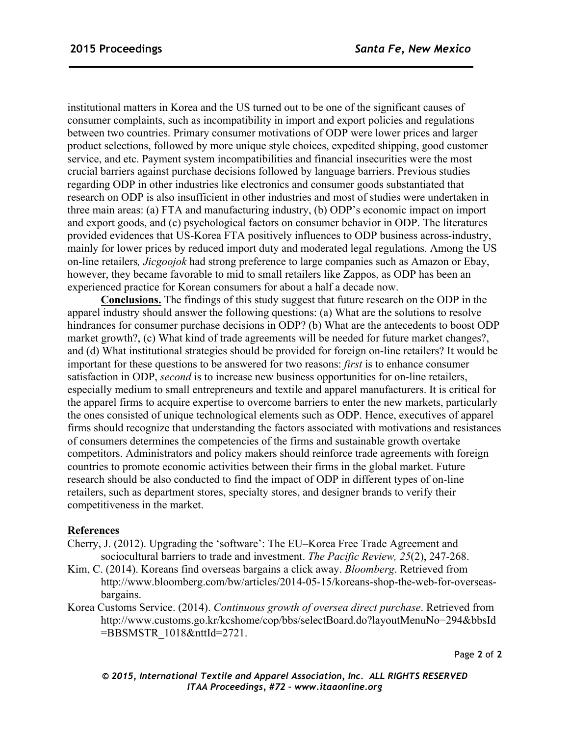institutional matters in Korea and the US turned out to be one of the significant causes of consumer complaints, such as incompatibility in import and export policies and regulations between two countries. Primary consumer motivations of ODP were lower prices and larger product selections, followed by more unique style choices, expedited shipping, good customer service, and etc. Payment system incompatibilities and financial insecurities were the most crucial barriers against purchase decisions followed by language barriers. Previous studies regarding ODP in other industries like electronics and consumer goods substantiated that research on ODP is also insufficient in other industries and most of studies were undertaken in three main areas: (a) FTA and manufacturing industry, (b) ODP's economic impact on import and export goods, and (c) psychological factors on consumer behavior in ODP. The literatures provided evidences that US-Korea FTA positively influences to ODP business across-industry, mainly for lower prices by reduced import duty and moderated legal regulations. Among the US on-line retailers*, Jicgoojok* had strong preference to large companies such as Amazon or Ebay, however, they became favorable to mid to small retailers like Zappos, as ODP has been an experienced practice for Korean consumers for about a half a decade now.

**Conclusions.** The findings of this study suggest that future research on the ODP in the apparel industry should answer the following questions: (a) What are the solutions to resolve hindrances for consumer purchase decisions in ODP? (b) What are the antecedents to boost ODP market growth?, (c) What kind of trade agreements will be needed for future market changes?, and (d) What institutional strategies should be provided for foreign on-line retailers? It would be important for these questions to be answered for two reasons: *first* is to enhance consumer satisfaction in ODP, *second* is to increase new business opportunities for on-line retailers, especially medium to small entrepreneurs and textile and apparel manufacturers. It is critical for the apparel firms to acquire expertise to overcome barriers to enter the new markets, particularly the ones consisted of unique technological elements such as ODP. Hence, executives of apparel firms should recognize that understanding the factors associated with motivations and resistances of consumers determines the competencies of the firms and sustainable growth overtake competitors. Administrators and policy makers should reinforce trade agreements with foreign countries to promote economic activities between their firms in the global market. Future research should be also conducted to find the impact of ODP in different types of on-line retailers, such as department stores, specialty stores, and designer brands to verify their competitiveness in the market.

## References

Cherry, J. (2012). Upgrading the 'software': The EU–Korea Free Trade Agreement and sociocultural barriers to trade and investment. *The Pacific Review, 25*(2), 247-268.

Kim, C. (2014). Koreans find overseas bargains a click away. *Bloomberg*. Retrieved from http://www.bloomberg.com/bw/articles/2014-05-15/koreans-shop-the-web-for-overseas-bargains.

Korea Customs Service. (2014). *Continuous growth of oversea direct purchase*. Retrieved from http://www.customs.go.kr/kcshome/cop/bbs/selectBoard.do?layoutMenuNo=294&bbsId=BBSMSTR_1018&nttId=2721.